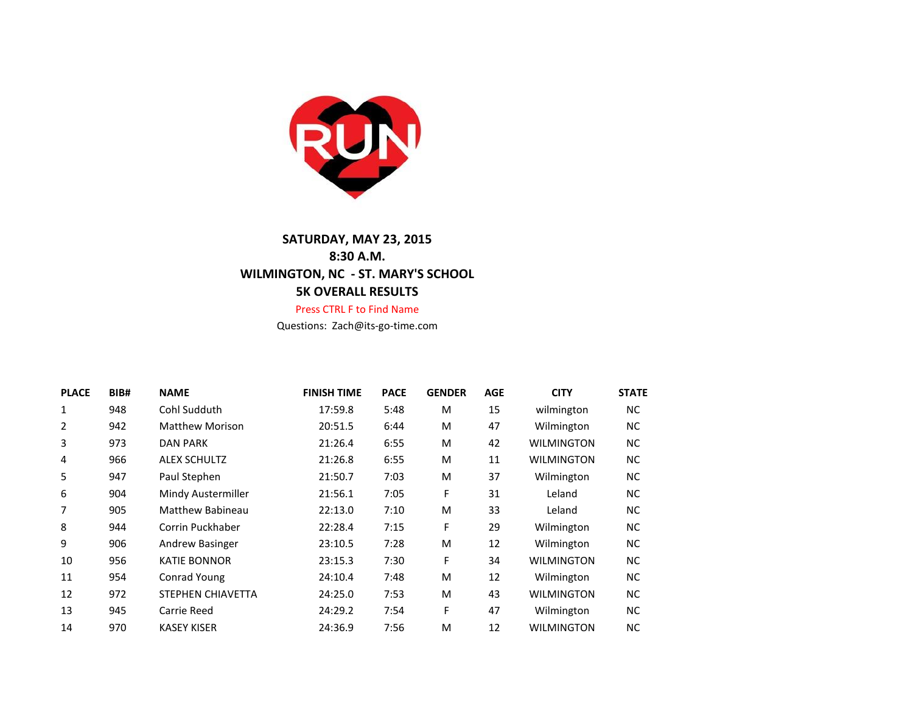**SATURDAY, MAY 23, 2015**
**8:30 A.M.**
**WILMINGTON, NC - ST. MARY'S SCHOOL**
**5K OVERALL RESULTS**

Press CTRL F to Find Name

Questions: Zach@its-go-time.com

| PLACE | BIB# | NAME | FINISH TIME | PACE | GENDER | AGE | CITY | STATE |
|---|---|---|---|---|---|---|---|---|
| 1 | 948 | Cohl Sudduth | 17:59.8 | 5:48 | M | 15 | wilmington | NC |
| 2 | 942 | Matthew Morison | 20:51.5 | 6:44 | M | 47 | Wilmington | NC |
| 3 | 973 | DAN PARK | 21:26.4 | 6:55 | M | 42 | WILMINGTON | NC |
| 4 | 966 | ALEX SCHULTZ | 21:26.8 | 6:55 | M | 11 | WILMINGTON | NC |
| 5 | 947 | Paul Stephen | 21:50.7 | 7:03 | M | 37 | Wilmington | NC |
| 6 | 904 | Mindy Austermiller | 21:56.1 | 7:05 | F | 31 | Leland | NC |
| 7 | 905 | Matthew Babineau | 22:13.0 | 7:10 | M | 33 | Leland | NC |
| 8 | 944 | Corrin Puckhaber | 22:28.4 | 7:15 | F | 29 | Wilmington | NC |
| 9 | 906 | Andrew Basinger | 23:10.5 | 7:28 | M | 12 | Wilmington | NC |
| 10 | 956 | KATIE BONNOR | 23:15.3 | 7:30 | F | 34 | WILMINGTON | NC |
| 11 | 954 | Conrad Young | 24:10.4 | 7:48 | M | 12 | Wilmington | NC |
| 12 | 972 | STEPHEN CHIAVETTA | 24:25.0 | 7:53 | M | 43 | WILMINGTON | NC |
| 13 | 945 | Carrie Reed | 24:29.2 | 7:54 | F | 47 | Wilmington | NC |
| 14 | 970 | KASEY KISER | 24:36.9 | 7:56 | M | 12 | WILMINGTON | NC |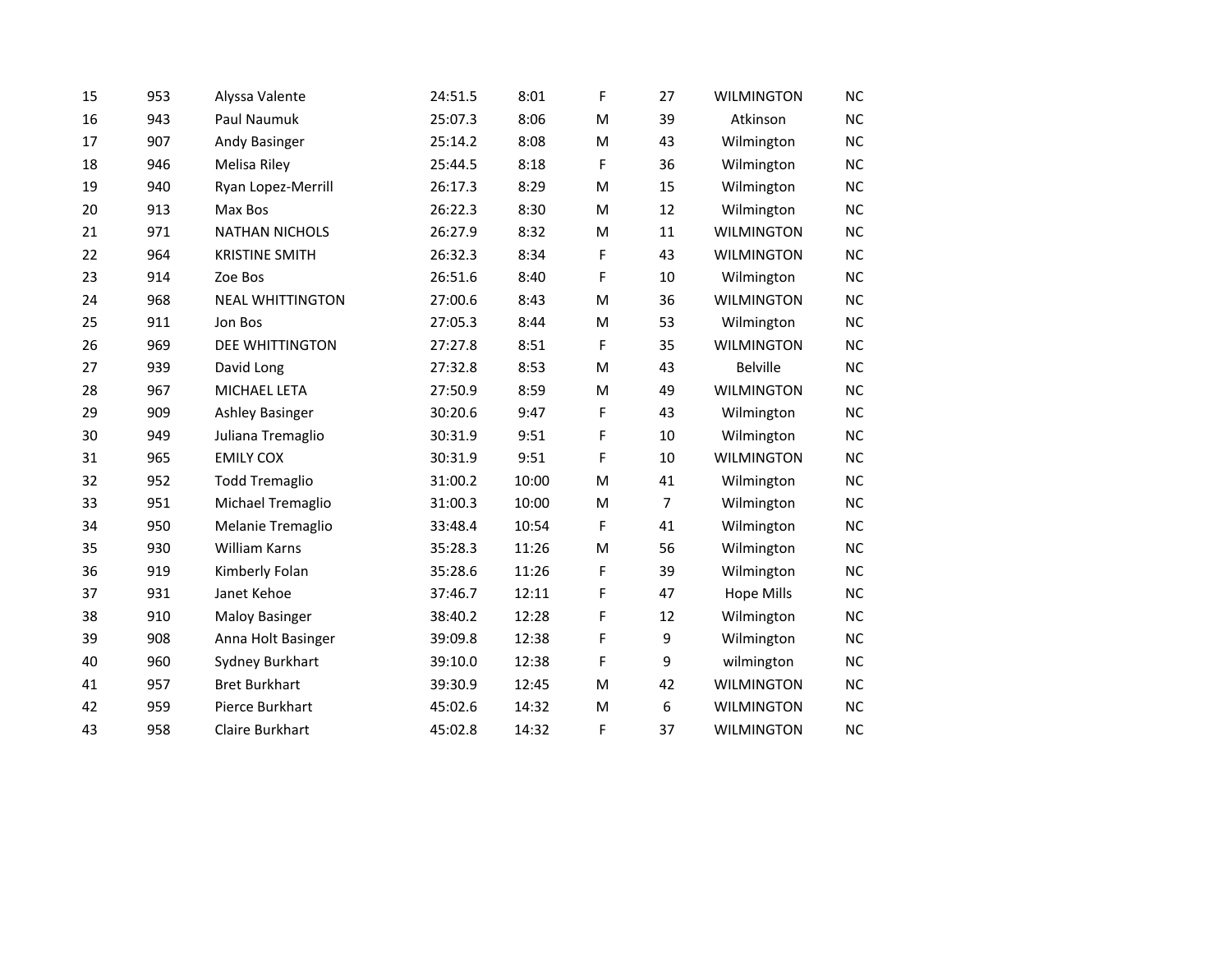| | | | | | | | | |
|---|---|---|---|---|---|---|---|---|
| 15 | 953 | Alyssa Valente | 24:51.5 | 8:01 | F | 27 | WILMINGTON | NC |
| 16 | 943 | Paul Naumuk | 25:07.3 | 8:06 | M | 39 | Atkinson | NC |
| 17 | 907 | Andy Basinger | 25:14.2 | 8:08 | M | 43 | Wilmington | NC |
| 18 | 946 | Melisa Riley | 25:44.5 | 8:18 | F | 36 | Wilmington | NC |
| 19 | 940 | Ryan Lopez-Merrill | 26:17.3 | 8:29 | M | 15 | Wilmington | NC |
| 20 | 913 | Max Bos | 26:22.3 | 8:30 | M | 12 | Wilmington | NC |
| 21 | 971 | NATHAN NICHOLS | 26:27.9 | 8:32 | M | 11 | WILMINGTON | NC |
| 22 | 964 | KRISTINE SMITH | 26:32.3 | 8:34 | F | 43 | WILMINGTON | NC |
| 23 | 914 | Zoe Bos | 26:51.6 | 8:40 | F | 10 | Wilmington | NC |
| 24 | 968 | NEAL WHITTINGTON | 27:00.6 | 8:43 | M | 36 | WILMINGTON | NC |
| 25 | 911 | Jon Bos | 27:05.3 | 8:44 | M | 53 | Wilmington | NC |
| 26 | 969 | DEE WHITTINGTON | 27:27.8 | 8:51 | F | 35 | WILMINGTON | NC |
| 27 | 939 | David Long | 27:32.8 | 8:53 | M | 43 | Belville | NC |
| 28 | 967 | MICHAEL LETA | 27:50.9 | 8:59 | M | 49 | WILMINGTON | NC |
| 29 | 909 | Ashley Basinger | 30:20.6 | 9:47 | F | 43 | Wilmington | NC |
| 30 | 949 | Juliana Tremaglio | 30:31.9 | 9:51 | F | 10 | Wilmington | NC |
| 31 | 965 | EMILY COX | 30:31.9 | 9:51 | F | 10 | WILMINGTON | NC |
| 32 | 952 | Todd Tremaglio | 31:00.2 | 10:00 | M | 41 | Wilmington | NC |
| 33 | 951 | Michael Tremaglio | 31:00.3 | 10:00 | M | 7 | Wilmington | NC |
| 34 | 950 | Melanie Tremaglio | 33:48.4 | 10:54 | F | 41 | Wilmington | NC |
| 35 | 930 | William Karns | 35:28.3 | 11:26 | M | 56 | Wilmington | NC |
| 36 | 919 | Kimberly Folan | 35:28.6 | 11:26 | F | 39 | Wilmington | NC |
| 37 | 931 | Janet Kehoe | 37:46.7 | 12:11 | F | 47 | Hope Mills | NC |
| 38 | 910 | Maloy Basinger | 38:40.2 | 12:28 | F | 12 | Wilmington | NC |
| 39 | 908 | Anna Holt Basinger | 39:09.8 | 12:38 | F | 9 | Wilmington | NC |
| 40 | 960 | Sydney Burkhart | 39:10.0 | 12:38 | F | 9 | wilmington | NC |
| 41 | 957 | Bret Burkhart | 39:30.9 | 12:45 | M | 42 | WILMINGTON | NC |
| 42 | 959 | Pierce Burkhart | 45:02.6 | 14:32 | M | 6 | WILMINGTON | NC |
| 43 | 958 | Claire Burkhart | 45:02.8 | 14:32 | F | 37 | WILMINGTON | NC |